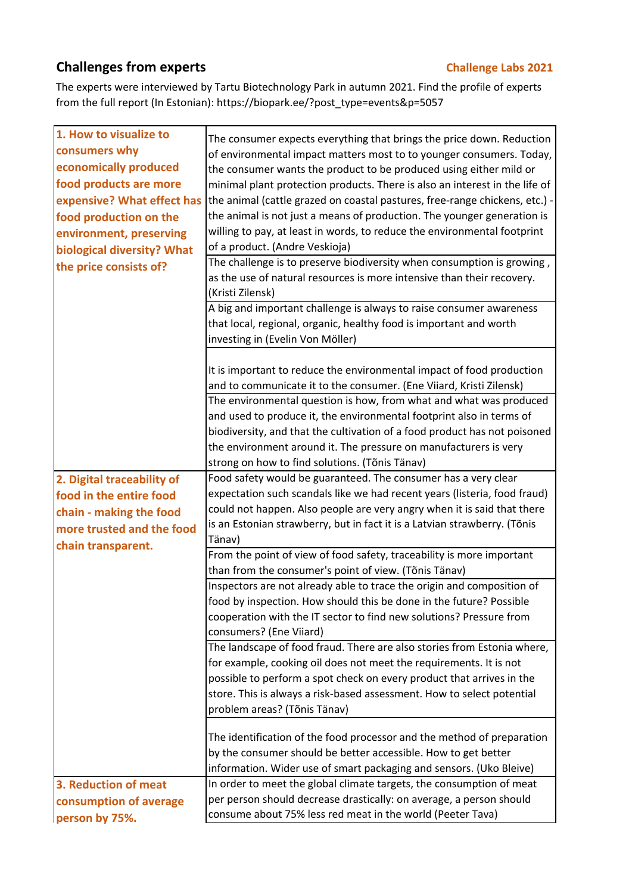## Challenges from experts

**Challenge Labs 2021**

The experts were interviewed by Tartu Biotechnology Park in autumn 2021. Find the profile of experts from the full report (In Estonian): https://biopark.ee/?post_type=events&p=5057

| Challenge | Expert comments |
|---|---|
| **1. How to visualize to consumers why economically produced food products are more expensive? What effect has food production on the environment, preserving biological diversity? What the price consists of?** | The consumer expects everything that brings the price down. Reduction of environmental impact matters most to to younger consumers. Today, the consumer wants the product to be produced using either mild or minimal plant protection products. There is also an interest in the life of the animal (cattle grazed on coastal pastures, free-range chickens, etc.) - the animal is not just a means of production. The younger generation is willing to pay, at least in words, to reduce the environmental footprint of a product. (Andre Veskioja) |
| | The challenge is to preserve biodiversity when consumption is growing , as the use of natural resources is more intensive than their recovery. (Kristi Zilensk) |
| | A big and important challenge is always to raise consumer awareness that local, regional, organic, healthy food is important and worth investing in (Evelin Von Möller) |
| | It is important to reduce the environmental impact of food production and to communicate it to the consumer. (Ene Viiard, Kristi Zilensk) |
| | The environmental question is how, from what and what was produced and used to produce it, the environmental footprint also in terms of biodiversity, and that the cultivation of a food product has not poisoned the environment around it. The pressure on manufacturers is very strong on how to find solutions. (Tõnis Tänav) |
| **2. Digital traceability of food in the entire food chain - making the food more trusted and the food chain transparent.** | Food safety would be guaranteed. The consumer has a very clear expectation such scandals like we had recent years (listeria, food fraud) could not happen. Also people are very angry when it is said that there is an Estonian strawberry, but in fact it is a Latvian strawberry. (Tõnis Tänav) |
| | From the point of view of food safety, traceability is more important than from the consumer's point of view. (Tõnis Tänav) |
| | Inspectors are not already able to trace the origin and composition of food by inspection. How should this be done in the future? Possible cooperation with the IT sector to find new solutions? Pressure from consumers? (Ene Viiard) |
| | The landscape of food fraud. There are also stories from Estonia where, for example, cooking oil does not meet the requirements. It is not possible to perform a spot check on every product that arrives in the store. This is always a risk-based assessment. How to select potential problem areas? (Tõnis Tänav) |
| | The identification of the food processor and the method of preparation by the consumer should be better accessible. How to get better information. Wider use of smart packaging and sensors. (Uko Bleive) |
| **3. Reduction of meat consumption of average person by 75%.** | In order to meet the global climate targets, the consumption of meat per person should decrease drastically: on average, a person should consume about 75% less red meat in the world (Peeter Tava) |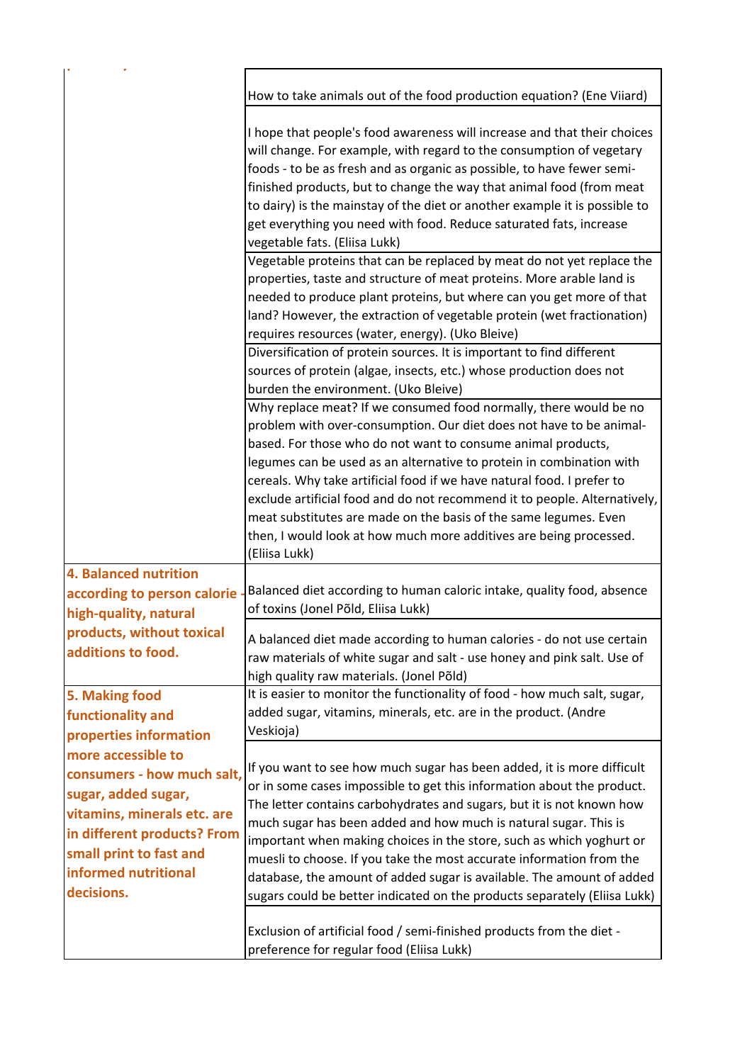| | |
|---|---|
| | How to take animals out of the food production equation? (Ene Viiard) |
| | I hope that people's food awareness will increase and that their choices will change. For example, with regard to the consumption of vegetary foods - to be as fresh and as organic as possible, to have fewer semi-finished products, but to change the way that animal food (from meat to dairy) is the mainstay of the diet or another example it is possible to get everything you need with food. Reduce saturated fats, increase vegetable fats. (Eliisa Lukk) |
| | Vegetable proteins that can be replaced by meat do not yet replace the properties, taste and structure of meat proteins. More arable land is needed to produce plant proteins, but where can you get more of that land? However, the extraction of vegetable protein (wet fractionation) requires resources (water, energy). (Uko Bleive) |
| | Diversification of protein sources. It is important to find different sources of protein (algae, insects, etc.) whose production does not burden the environment. (Uko Bleive) |
| | Why replace meat? If we consumed food normally, there would be no problem with over-consumption. Our diet does not have to be animal-based. For those who do not want to consume animal products, legumes can be used as an alternative to protein in combination with cereals. Why take artificial food if we have natural food. I prefer to exclude artificial food and do not recommend it to people. Alternatively, meat substitutes are made on the basis of the same legumes. Even then, I would look at how much more additives are being processed. (Eliisa Lukk) |
| **4. Balanced nutrition according to person calorie - high-quality, natural products, without toxical additions to food.** | Balanced diet according to human caloric intake, quality food, absence of toxins (Jonel Põld, Eliisa Lukk) |
| | A balanced diet made according to human calories - do not use certain raw materials of white sugar and salt - use honey and pink salt. Use of high quality raw materials. (Jonel Põld) |
| **5. Making food functionality and properties information more accessible to consumers - how much salt, sugar, added sugar, vitamins, minerals etc. are in different products? From small print to fast and informed nutritional decisions.** | It is easier to monitor the functionality of food - how much salt, sugar, added sugar, vitamins, minerals, etc. are in the product. (Andre Veskioja) |
| | If you want to see how much sugar has been added, it is more difficult or in some cases impossible to get this information about the product. The letter contains carbohydrates and sugars, but it is not known how much sugar has been added and how much is natural sugar. This is important when making choices in the store, such as which yoghurt or muesli to choose. If you take the most accurate information from the database, the amount of added sugar is available. The amount of added sugars could be better indicated on the products separately (Eliisa Lukk) |
| | Exclusion of artificial food / semi-finished products from the diet - preference for regular food (Eliisa Lukk) |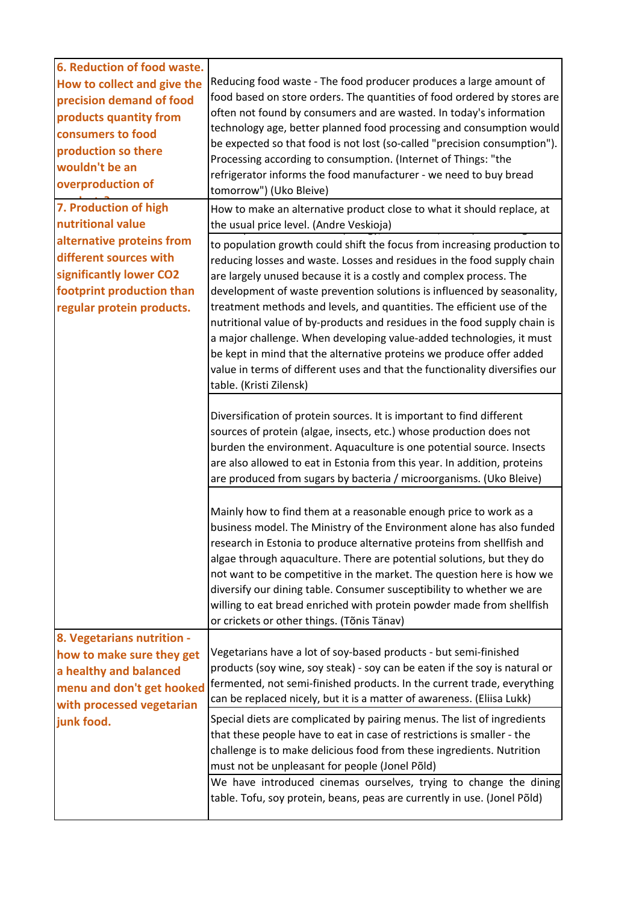| | |
|---|---|
| **6. Reduction of food waste. How to collect and give the precision demand of food products quantity from consumers to food production so there wouldn't be an overproduction of products?** | Reducing food waste - The food producer produces a large amount of food based on store orders. The quantities of food ordered by stores are often not found by consumers and are wasted. In today's information technology age, better planned food processing and consumption would be expected so that food is not lost (so-called "precision consumption"). Processing according to consumption. (Internet of Things: "the refrigerator informs the food manufacturer - we need to buy bread tomorrow") (Uko Bleive) |
| **7. Production of high nutritional value alternative proteins from different sources with significantly lower CO2 footprint production than regular protein products.** | How to make an alternative product close to what it should replace, at the usual price level. (Andre Veskioja) |
| | to population growth could shift the focus from increasing production to reducing losses and waste. Losses and residues in the food supply chain are largely unused because it is a costly and complex process. The development of waste prevention solutions is influenced by seasonality, treatment methods and levels, and quantities. The efficient use of the nutritional value of by-products and residues in the food supply chain is a major challenge. When developing value-added technologies, it must be kept in mind that the alternative proteins we produce offer added value in terms of different uses and that the functionality diversifies our table. (Kristi Zilensk) |
| | Diversification of protein sources. It is important to find different sources of protein (algae, insects, etc.) whose production does not burden the environment. Aquaculture is one potential source. Insects are also allowed to eat in Estonia from this year. In addition, proteins are produced from sugars by bacteria / microorganisms. (Uko Bleive) |
| | Mainly how to find them at a reasonable enough price to work as a business model. The Ministry of the Environment alone has also funded research in Estonia to produce alternative proteins from shellfish and algae through aquaculture. There are potential solutions, but they do not want to be competitive in the market. The question here is how we diversify our dining table. Consumer susceptibility to whether we are willing to eat bread enriched with protein powder made from shellfish or crickets or other things. (Tõnis Tänav) |
| **8. Vegetarians nutrition - how to make sure they get a healthy and balanced menu and don't get hooked with processed vegetarian junk food.** | Vegetarians have a lot of soy-based products - but semi-finished products (soy wine, soy steak) - soy can be eaten if the soy is natural or fermented, not semi-finished products. In the current trade, everything can be replaced nicely, but it is a matter of awareness. (Eliisa Lukk) |
| | Special diets are complicated by pairing menus. The list of ingredients that these people have to eat in case of restrictions is smaller - the challenge is to make delicious food from these ingredients. Nutrition must not be unpleasant for people (Jonel Põld) |
| | We have introduced cinemas ourselves, trying to change the dining table. Tofu, soy protein, beans, peas are currently in use. (Jonel Põld) |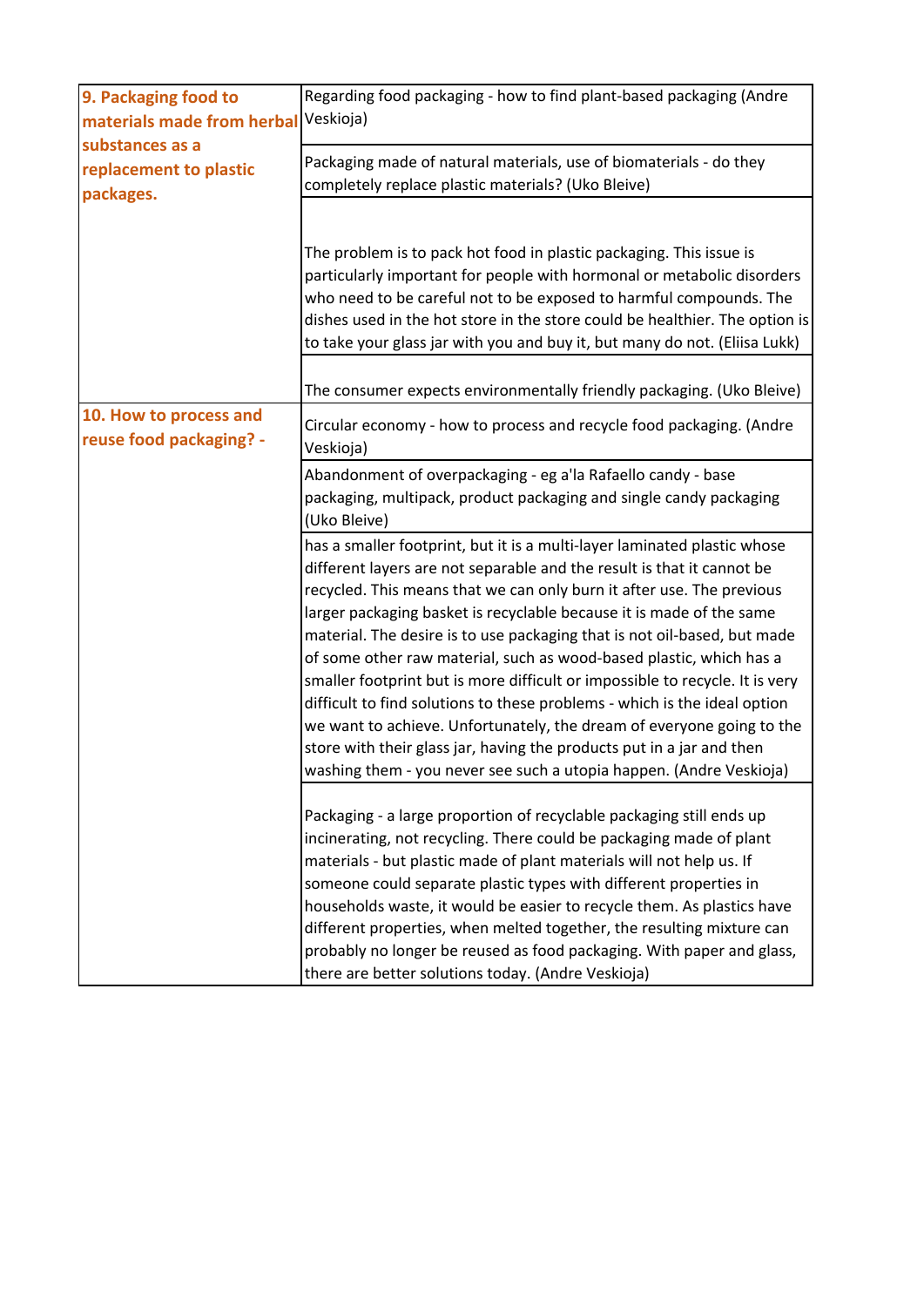| | |
|---|---|
| **9. Packaging food to materials made from herbal substances as a replacement to plastic packages.** | Regarding food packaging - how to find plant-based packaging (Andre Veskioja) |
| | Packaging made of natural materials, use of biomaterials - do they completely replace plastic materials? (Uko Bleive) |
| | The problem is to pack hot food in plastic packaging. This issue is particularly important for people with hormonal or metabolic disorders who need to be careful not to be exposed to harmful compounds. The dishes used in the hot store in the store could be healthier. The option is to take your glass jar with you and buy it, but many do not. (Eliisa Lukk) |
| | The consumer expects environmentally friendly packaging. (Uko Bleive) |
| **10. How to process and reuse food packaging? -** | Circular economy - how to process and recycle food packaging. (Andre Veskioja) |
| | Abandonment of overpackaging - eg a'la Rafaello candy - base packaging, multipack, product packaging and single candy packaging (Uko Bleive) |
| | has a smaller footprint, but it is a multi-layer laminated plastic whose different layers are not separable and the result is that it cannot be recycled. This means that we can only burn it after use. The previous larger packaging basket is recyclable because it is made of the same material. The desire is to use packaging that is not oil-based, but made of some other raw material, such as wood-based plastic, which has a smaller footprint but is more difficult or impossible to recycle. It is very difficult to find solutions to these problems - which is the ideal option we want to achieve. Unfortunately, the dream of everyone going to the store with their glass jar, having the products put in a jar and then washing them - you never see such a utopia happen. (Andre Veskioja) |
| | Packaging - a large proportion of recyclable packaging still ends up incinerating, not recycling. There could be packaging made of plant materials - but plastic made of plant materials will not help us. If someone could separate plastic types with different properties in households waste, it would be easier to recycle them. As plastics have different properties, when melted together, the resulting mixture can probably no longer be reused as food packaging. With paper and glass, there are better solutions today. (Andre Veskioja) |